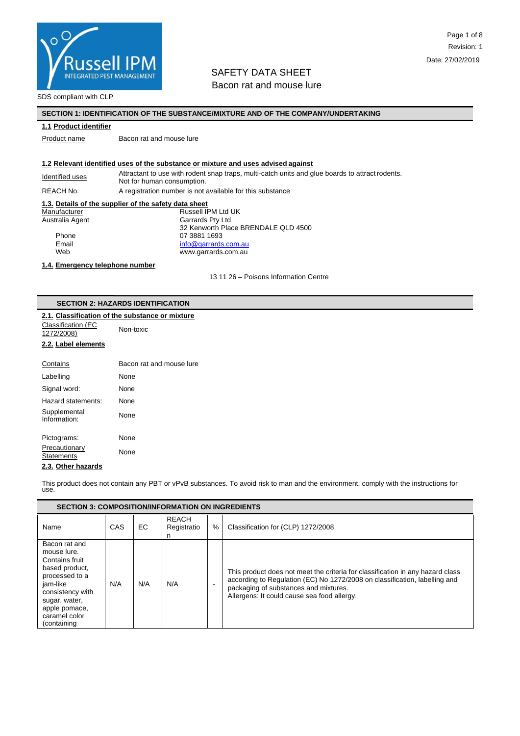# SAFETY DATA SHEET

# Bacon rat and mouse lure

SDS compliant with CLP

Revision: 1

Date: 27/02/2019

## SECTION 1: IDENTIFICATION OF THE SUBSTANCE/MIXTURE AND OF THE COMPANY/UNDERTAKING

### 1.1 Product identifier

Product name: Bacon rat and mouse lure

### 1.2 Relevant identified uses of the substance or mixture and uses advised against

Identified uses: Attractant to use with rodent snap traps, multi-catch units and glue boards to attract rodents. Not for human consumption.

REACH No.: A registration number is not available for this substance

### 1.3. Details of the supplier of the safety data sheet

Manufacturer: Russell IPM Ltd UK

Australia Agent: Garrards Pty Ltd
32 Kenworth Place BRENDALE QLD 4500

Phone: 07 3881 1693

Email: info@garrards.com.au

Web: www.garrards.com.au

### 1.4. Emergency telephone number

13 11 26 – Poisons Information Centre

## SECTION 2: HAZARDS IDENTIFICATION

### 2.1. Classification of the substance or mixture

Classification (EC 1272/2008): Non-toxic

### 2.2. Label elements

Contains: Bacon rat and mouse lure

Labelling: None

Signal word: None

Hazard statements: None

Supplemental Information: None

Pictograms: None

Precautionary Statements: None

### 2.3. Other hazards

This product does not contain any PBT or vPvB substances. To avoid risk to man and the environment, comply with the instructions for use.

## SECTION 3: COMPOSITION/INFORMATION ON INGREDIENTS

| Name | CAS | EC | REACH Registration | % | Classification for (CLP) 1272/2008 |
|---|---|---|---|---|---|
| Bacon rat and mouse lure. Contains fruit based product, processed to a jam-like consistency with sugar, water, apple pomace, caramel color (containing | N/A | N/A | N/A | - | This product does not meet the criteria for classification in any hazard class according to Regulation (EC) No 1272/2008 on classification, labelling and packaging of substances and mixtures. Allergens: It could cause sea food allergy. |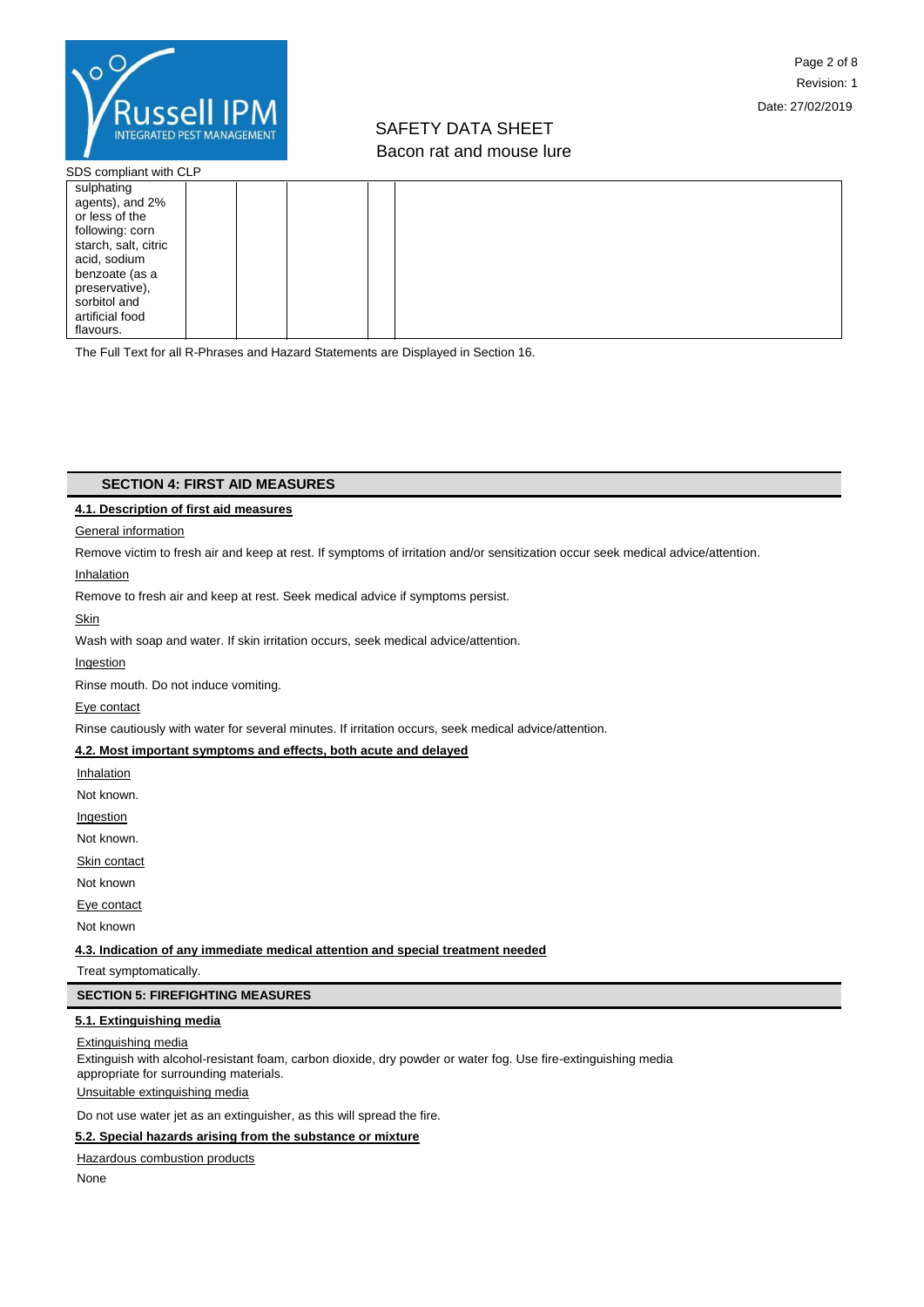SDS compliant with CLP

| | | | | | |
|---|---|---|---|---|---|
| sulphating agents), and 2% or less of the following: corn starch, salt, citric acid, sodium benzoate (as a preservative), sorbitol and artificial food flavours. | | | | | |

The Full Text for all R-Phrases and Hazard Statements are Displayed in Section 16.

## SECTION 4: FIRST AID MEASURES

### 4.1. Description of first aid measures

General information

Remove victim to fresh air and keep at rest. If symptoms of irritation and/or sensitization occur seek medical advice/attention.

Inhalation

Remove to fresh air and keep at rest. Seek medical advice if symptoms persist.

Skin

Wash with soap and water. If skin irritation occurs, seek medical advice/attention.

Ingestion

Rinse mouth. Do not induce vomiting.

Eye contact

Rinse cautiously with water for several minutes. If irritation occurs, seek medical advice/attention.

### 4.2. Most important symptoms and effects, both acute and delayed

Inhalation

Not known.

Ingestion

Not known.

Skin contact

Not known

Eye contact

Not known

### 4.3. Indication of any immediate medical attention and special treatment needed

Treat symptomatically.

## SECTION 5: FIREFIGHTING MEASURES

### 5.1. Extinguishing media

Extinguishing media

Extinguish with alcohol-resistant foam, carbon dioxide, dry powder or water fog. Use fire-extinguishing media appropriate for surrounding materials.

Unsuitable extinguishing media

Do not use water jet as an extinguisher, as this will spread the fire.

### 5.2. Special hazards arising from the substance or mixture

Hazardous combustion products

None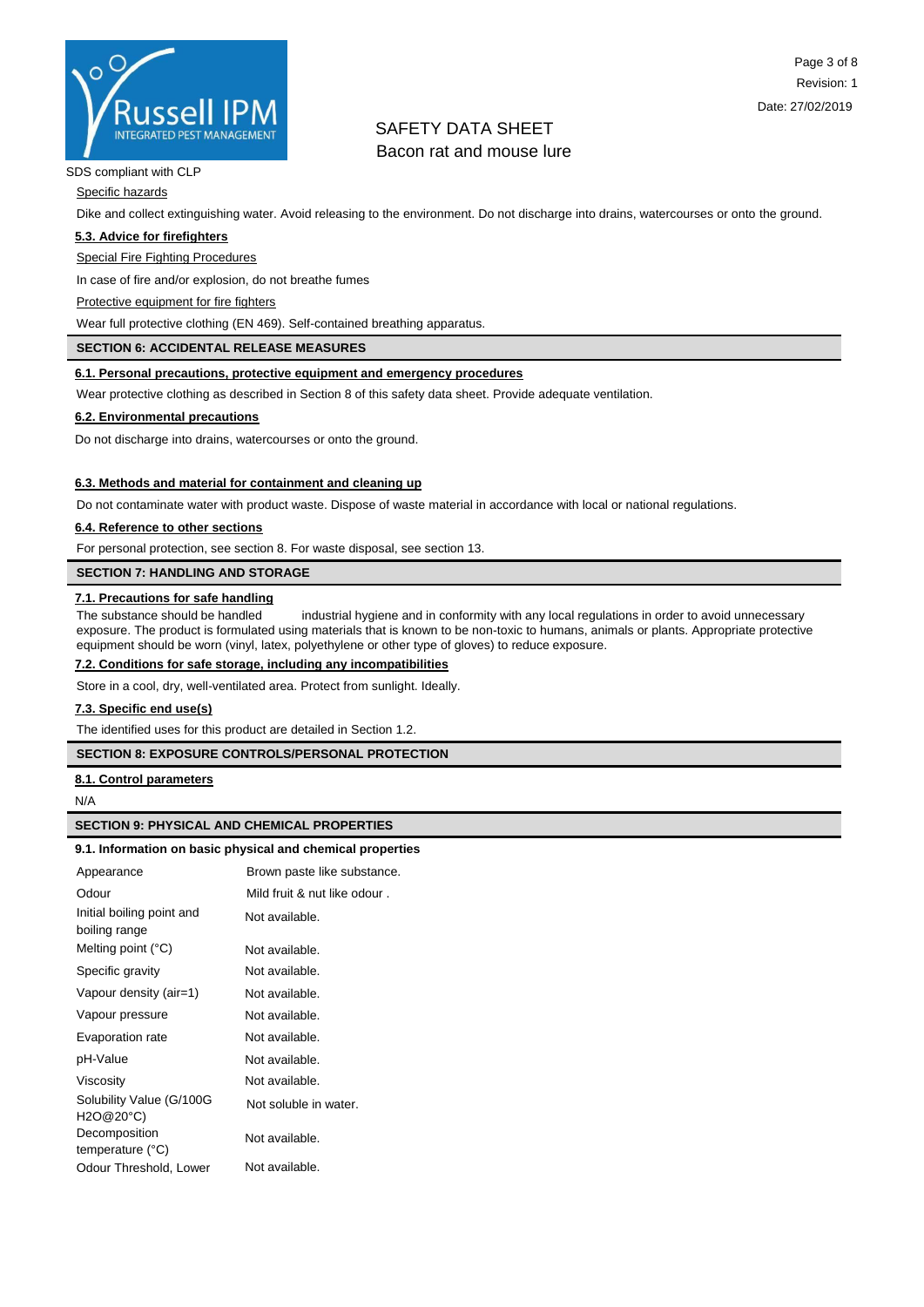SDS compliant with CLP

Specific hazards

Dike and collect extinguishing water. Avoid releasing to the environment. Do not discharge into drains, watercourses or onto the ground.

**5.3. Advice for firefighters**

Special Fire Fighting Procedures

In case of fire and/or explosion, do not breathe fumes

Protective equipment for fire fighters

Wear full protective clothing (EN 469). Self-contained breathing apparatus.

## SECTION 6: ACCIDENTAL RELEASE MEASURES

**6.1. Personal precautions, protective equipment and emergency procedures**

Wear protective clothing as described in Section 8 of this safety data sheet. Provide adequate ventilation.

**6.2. Environmental precautions**

Do not discharge into drains, watercourses or onto the ground.

**6.3. Methods and material for containment and cleaning up**

Do not contaminate water with product waste. Dispose of waste material in accordance with local or national regulations.

**6.4. Reference to other sections**

For personal protection, see section 8. For waste disposal, see section 13.

## SECTION 7: HANDLING AND STORAGE

**7.1. Precautions for safe handling**

The substance should be handled industrial hygiene and in conformity with any local regulations in order to avoid unnecessary exposure. The product is formulated using materials that is known to be non-toxic to humans, animals or plants. Appropriate protective equipment should be worn (vinyl, latex, polyethylene or other type of gloves) to reduce exposure.

**7.2. Conditions for safe storage, including any incompatibilities**

Store in a cool, dry, well-ventilated area. Protect from sunlight. Ideally.

**7.3. Specific end use(s)**

The identified uses for this product are detailed in Section 1.2.

## SECTION 8: EXPOSURE CONTROLS/PERSONAL PROTECTION

**8.1. Control parameters**

N/A

## SECTION 9: PHYSICAL AND CHEMICAL PROPERTIES

**9.1. Information on basic physical and chemical properties**

| Property | Value |
|---|---|
| Appearance | Brown paste like substance. |
| Odour | Mild fruit & nut like odour . |
| Initial boiling point and boiling range | Not available. |
| Melting point (°C) | Not available. |
| Specific gravity | Not available. |
| Vapour density (air=1) | Not available. |
| Vapour pressure | Not available. |
| Evaporation rate | Not available. |
| pH-Value | Not available. |
| Viscosity | Not available. |
| Solubility Value (G/100G $H_2O$@20°C) | Not soluble in water. |
| Decomposition temperature (°C) | Not available. |
| Odour Threshold, Lower | Not available. |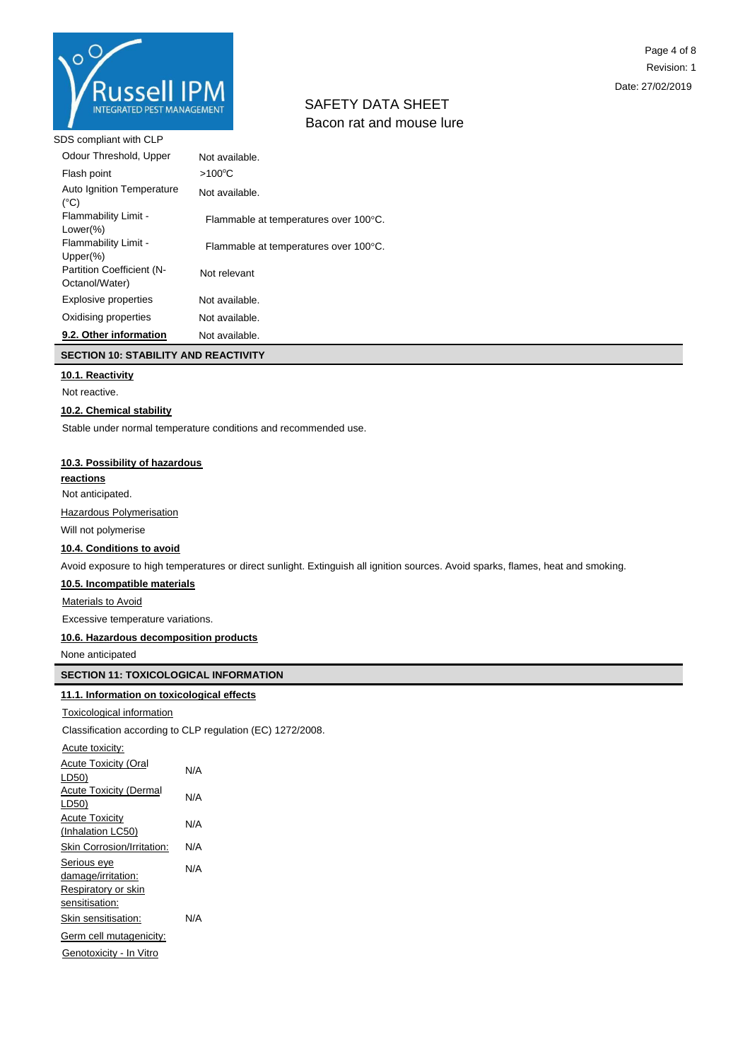SDS compliant with CLP

| | |
|---|---|
| Odour Threshold, Upper | Not available. |
| Flash point | >100°C |
| Auto Ignition Temperature (°C) | Not available. |
| Flammability Limit - Lower(%) | Flammable at temperatures over 100°C. |
| Flammability Limit - Upper(%) | Flammable at temperatures over 100°C. |
| Partition Coefficient (N-Octanol/Water) | Not relevant |
| Explosive properties | Not available. |
| Oxidising properties | Not available. |
| **9.2. Other information** | Not available. |

## SECTION 10: STABILITY AND REACTIVITY

### 10.1. Reactivity

Not reactive.

### 10.2. Chemical stability

Stable under normal temperature conditions and recommended use.

### 10.3. Possibility of hazardous reactions

Not anticipated.

Hazardous Polymerisation

Will not polymerise

### 10.4. Conditions to avoid

Avoid exposure to high temperatures or direct sunlight. Extinguish all ignition sources. Avoid sparks, flames, heat and smoking.

### 10.5. Incompatible materials

Materials to Avoid

Excessive temperature variations.

### 10.6. Hazardous decomposition products

None anticipated

## SECTION 11: TOXICOLOGICAL INFORMATION

### 11.1. Information on toxicological effects

Toxicological information

Classification according to CLP regulation (EC) 1272/2008.

Acute toxicity:

| | |
|---|---|
| Acute Toxicity (Oral LD50) | N/A |
| Acute Toxicity (Dermal LD50) | N/A |
| Acute Toxicity (Inhalation LC50) | N/A |
| Skin Corrosion/Irritation: | N/A |
| Serious eye damage/irritation: | N/A |
| Respiratory or skin sensitisation: | |
| Skin sensitisation: | N/A |
| Germ cell mutagenicity: | |
| Genotoxicity - In Vitro | |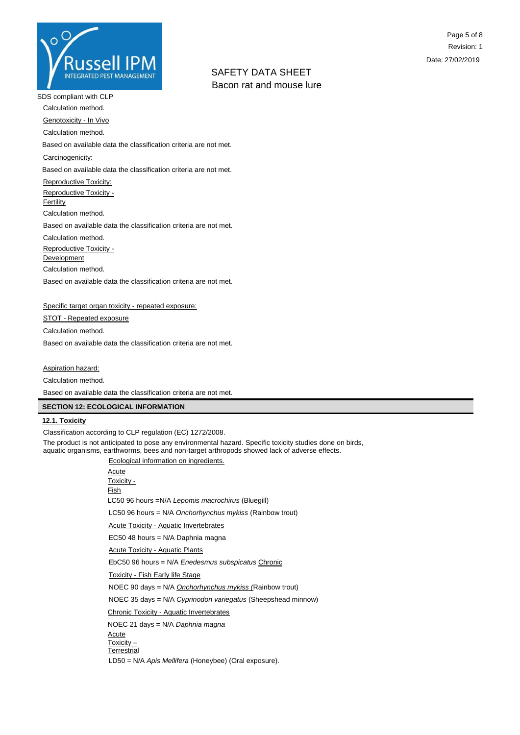Calculation method.

Genotoxicity - In Vivo

Calculation method.

Based on available data the classification criteria are not met.

Carcinogenicity:

Based on available data the classification criteria are not met.

Reproductive Toxicity:

Reproductive Toxicity - Fertility

Calculation method.

Based on available data the classification criteria are not met.

Calculation method.

Reproductive Toxicity - Development

Calculation method.

Based on available data the classification criteria are not met.

Specific target organ toxicity - repeated exposure:

STOT - Repeated exposure

Calculation method.

Based on available data the classification criteria are not met.

Aspiration hazard:

Calculation method.

Based on available data the classification criteria are not met.

## SECTION 12: ECOLOGICAL INFORMATION

### 12.1. Toxicity

Classification according to CLP regulation (EC) 1272/2008.

The product is not anticipated to pose any environmental hazard. Specific toxicity studies done on birds, aquatic organisms, earthworms, bees and non-target arthropods showed lack of adverse effects.

Ecological information on ingredients.

Acute Toxicity - Fish

LC50 96 hours =N/A *Lepomis macrochirus* (Bluegill)

LC50 96 hours = N/A *Onchorhynchus mykiss* (Rainbow trout)

Acute Toxicity - Aquatic Invertebrates

EC50 48 hours = N/A Daphnia magna

Acute Toxicity - Aquatic Plants

EbC50 96 hours = N/A *Enedesmus subspicatus* Chronic

Toxicity - Fish Early life Stage

NOEC 90 days = N/A *Onchorhynchus mykiss* (Rainbow trout)

NOEC 35 days = N/A *Cyprinodon variegatus* (Sheepshead minnow)

Chronic Toxicity - Aquatic Invertebrates

NOEC 21 days = N/A *Daphnia magna*

Acute Toxicity – Terrestrial

LD50 = N/A *Apis Mellifera* (Honeybee) (Oral exposure).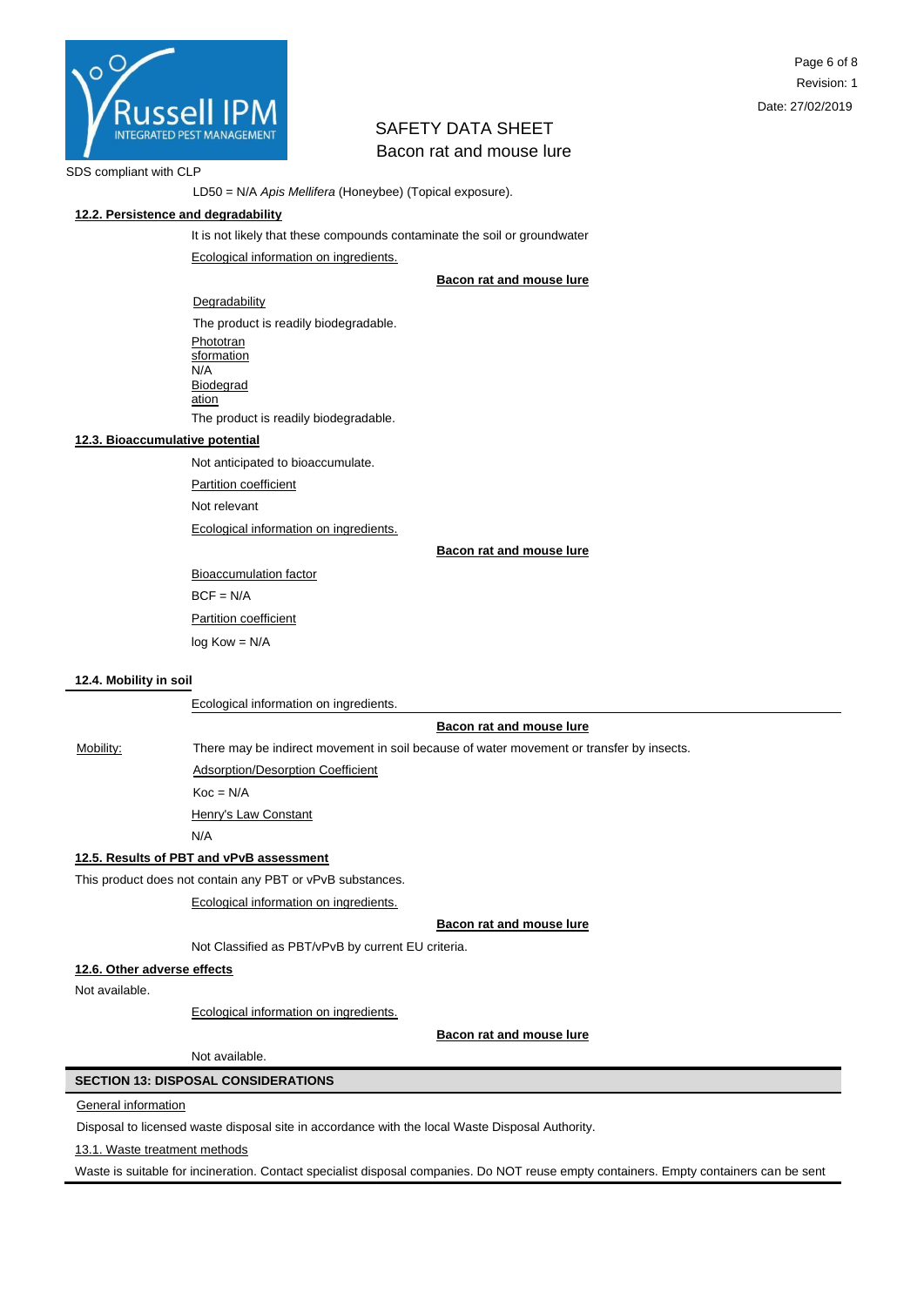LD50 = N/A *Apis Mellifera* (Honeybee) (Topical exposure).

### 12.2. Persistence and degradability

It is not likely that these compounds contaminate the soil or groundwater

Ecological information on ingredients.

**Bacon rat and mouse lure**

Degradability

The product is readily biodegradable.

Phototransformation

N/A

Biodegradation

The product is readily biodegradable.

### 12.3. Bioaccumulative potential

Not anticipated to bioaccumulate.

Partition coefficient

Not relevant

Ecological information on ingredients.

**Bacon rat and mouse lure**

Bioaccumulation factor

BCF = N/A

Partition coefficient

log Kow = N/A

### 12.4. Mobility in soil

Ecological information on ingredients.

**Bacon rat and mouse lure**

Mobility: There may be indirect movement in soil because of water movement or transfer by insects.

Adsorption/Desorption Coefficient

Koc = N/A

Henry's Law Constant

N/A

### 12.5. Results of PBT and vPvB assessment

This product does not contain any PBT or vPvB substances.

Ecological information on ingredients.

**Bacon rat and mouse lure**

Not Classified as PBT/vPvB by current EU criteria.

### 12.6. Other adverse effects

Not available.

Ecological information on ingredients.

**Bacon rat and mouse lure**

Not available.

## SECTION 13: DISPOSAL CONSIDERATIONS

General information

Disposal to licensed waste disposal site in accordance with the local Waste Disposal Authority.

13.1. Waste treatment methods

Waste is suitable for incineration. Contact specialist disposal companies. Do NOT reuse empty containers. Empty containers can be sent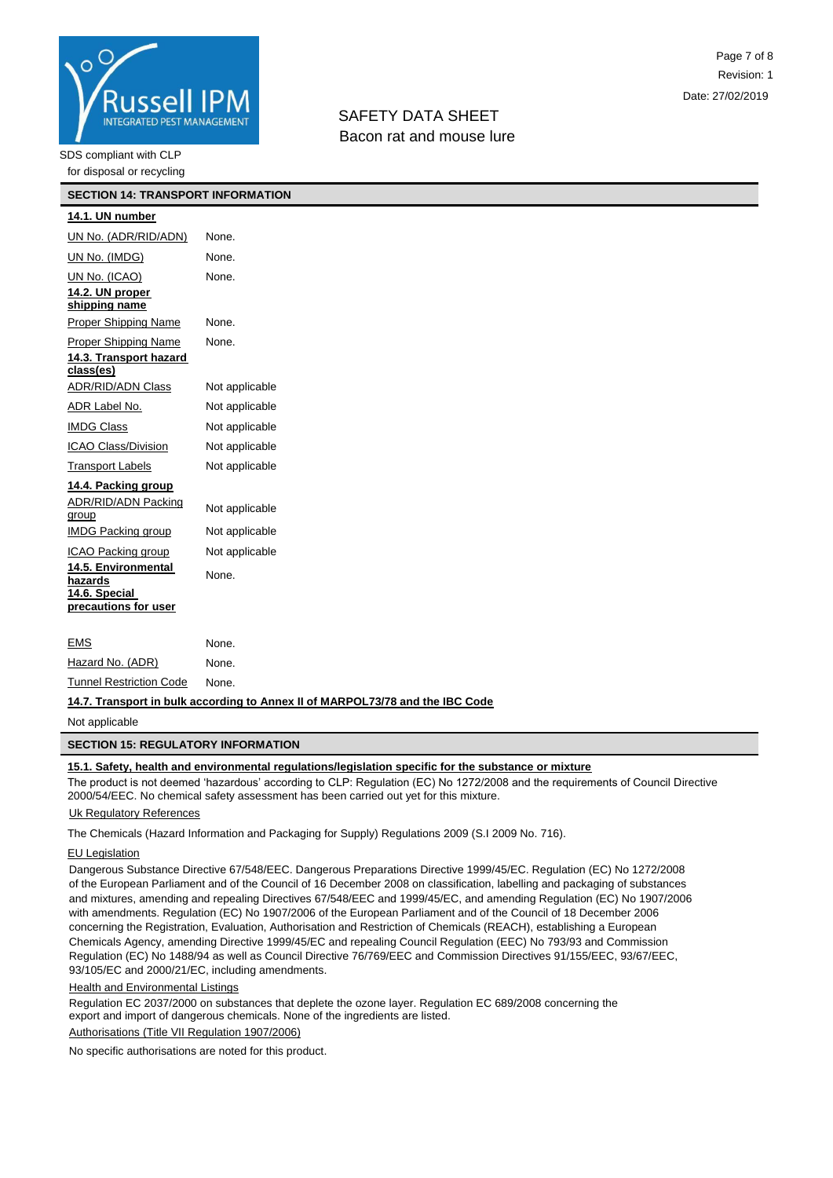SDS compliant with CLP
for disposal or recycling

## SECTION 14: TRANSPORT INFORMATION

**14.1. UN number**

| | |
|---|---|
| UN No. (ADR/RID/ADN) | None. |
| UN No. (IMDG) | None. |
| UN No. (ICAO) | None. |

**14.2. UN proper shipping name**

| | |
|---|---|
| Proper Shipping Name | None. |
| Proper Shipping Name | None. |

**14.3. Transport hazard class(es)**

| | |
|---|---|
| ADR/RID/ADN Class | Not applicable |
| ADR Label No. | Not applicable |
| IMDG Class | Not applicable |
| ICAO Class/Division | Not applicable |
| Transport Labels | Not applicable |

**14.4. Packing group**

| | |
|---|---|
| ADR/RID/ADN Packing group | Not applicable |
| IMDG Packing group | Not applicable |
| ICAO Packing group | Not applicable |

**14.5. Environmental hazards** None.

**14.6. Special precautions for user**

| | |
|---|---|
| EMS | None. |
| Hazard No. (ADR) | None. |
| Tunnel Restriction Code | None. |

**14.7. Transport in bulk according to Annex II of MARPOL73/78 and the IBC Code**

Not applicable

## SECTION 15: REGULATORY INFORMATION

**15.1. Safety, health and environmental regulations/legislation specific for the substance or mixture**

The product is not deemed 'hazardous' according to CLP: Regulation (EC) No 1272/2008 and the requirements of Council Directive 2000/54/EEC. No chemical safety assessment has been carried out yet for this mixture.

Uk Regulatory References

The Chemicals (Hazard Information and Packaging for Supply) Regulations 2009 (S.I 2009 No. 716).

EU Legislation

Dangerous Substance Directive 67/548/EEC. Dangerous Preparations Directive 1999/45/EC. Regulation (EC) No 1272/2008 of the European Parliament and of the Council of 16 December 2008 on classification, labelling and packaging of substances and mixtures, amending and repealing Directives 67/548/EEC and 1999/45/EC, and amending Regulation (EC) No 1907/2006 with amendments. Regulation (EC) No 1907/2006 of the European Parliament and of the Council of 18 December 2006 concerning the Registration, Evaluation, Authorisation and Restriction of Chemicals (REACH), establishing a European Chemicals Agency, amending Directive 1999/45/EC and repealing Council Regulation (EEC) No 793/93 and Commission Regulation (EC) No 1488/94 as well as Council Directive 76/769/EEC and Commission Directives 91/155/EEC, 93/67/EEC, 93/105/EC and 2000/21/EC, including amendments.

Health and Environmental Listings

Regulation EC 2037/2000 on substances that deplete the ozone layer. Regulation EC 689/2008 concerning the export and import of dangerous chemicals. None of the ingredients are listed.

Authorisations (Title VII Regulation 1907/2006)

No specific authorisations are noted for this product.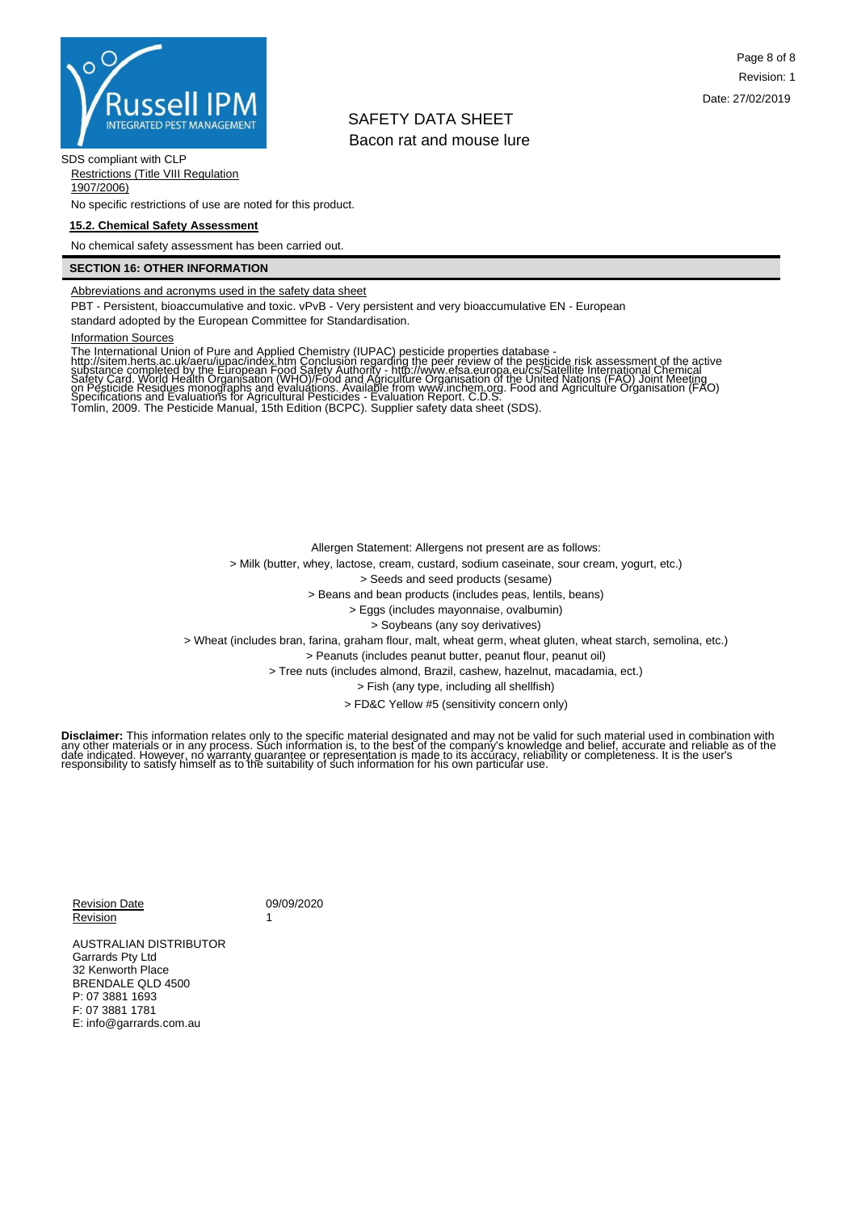SDS compliant with CLP

Restrictions (Title VIII Regulation 1907/2006)

No specific restrictions of use are noted for this product.

**15.2. Chemical Safety Assessment**

No chemical safety assessment has been carried out.

## SECTION 16: OTHER INFORMATION

Abbreviations and acronyms used in the safety data sheet

PBT - Persistent, bioaccumulative and toxic. vPvB - Very persistent and very bioaccumulative EN - European standard adopted by the European Committee for Standardisation.

Information Sources

The International Union of Pure and Applied Chemistry (IUPAC) pesticide properties database - http://sitem.herts.ac.uk/aeru/iupac/index.htm Conclusion regarding the peer review of the pesticide risk assessment of the active substance completed by the European Food Safety Authority - http://www.efsa.europa.eu/cs/Satellite International Chemical Safety Card. World Health Organisation (WHO)/Food and Agriculture Organisation of the United Nations (FAO) Joint Meeting on Pesticide Residues monographs and evaluations. Available from www.inchem.org. Food and Agriculture Organisation (FAO) Specifications and Evaluations for Agricultural Pesticides - Evaluation Report. C.D.S. Tomlin, 2009. The Pesticide Manual, 15th Edition (BCPC). Supplier safety data sheet (SDS).

Allergen Statement: Allergens not present are as follows:

> Milk (butter, whey, lactose, cream, custard, sodium caseinate, sour cream, yogurt, etc.)

> Seeds and seed products (sesame)

> Beans and bean products (includes peas, lentils, beans)

> Eggs (includes mayonnaise, ovalbumin)

> Soybeans (any soy derivatives)

> Wheat (includes bran, farina, graham flour, malt, wheat germ, wheat gluten, wheat starch, semolina, etc.)

> Peanuts (includes peanut butter, peanut flour, peanut oil)

> Tree nuts (includes almond, Brazil, cashew, hazelnut, macadamia, ect.)

> Fish (any type, including all shellfish)

> FD&C Yellow #5 (sensitivity concern only)

**Disclaimer:** This information relates only to the specific material designated and may not be valid for such material used in combination with any other materials or in any process. Such information is, to the best of the company's knowledge and belief, accurate and reliable as of the date indicated. However, no warranty guarantee or representation is made to its accuracy, reliability or completeness. It is the user's responsibility to satisfy himself as to the suitability of such information for his own particular use.

| | |
|---|---|
| Revision Date | 09/09/2020 |
| Revision | 1 |

AUSTRALIAN DISTRIBUTOR
Garrards Pty Ltd
32 Kenworth Place
BRENDALE QLD 4500
P: 07 3881 1693
F: 07 3881 1781
E: info@garrards.com.au